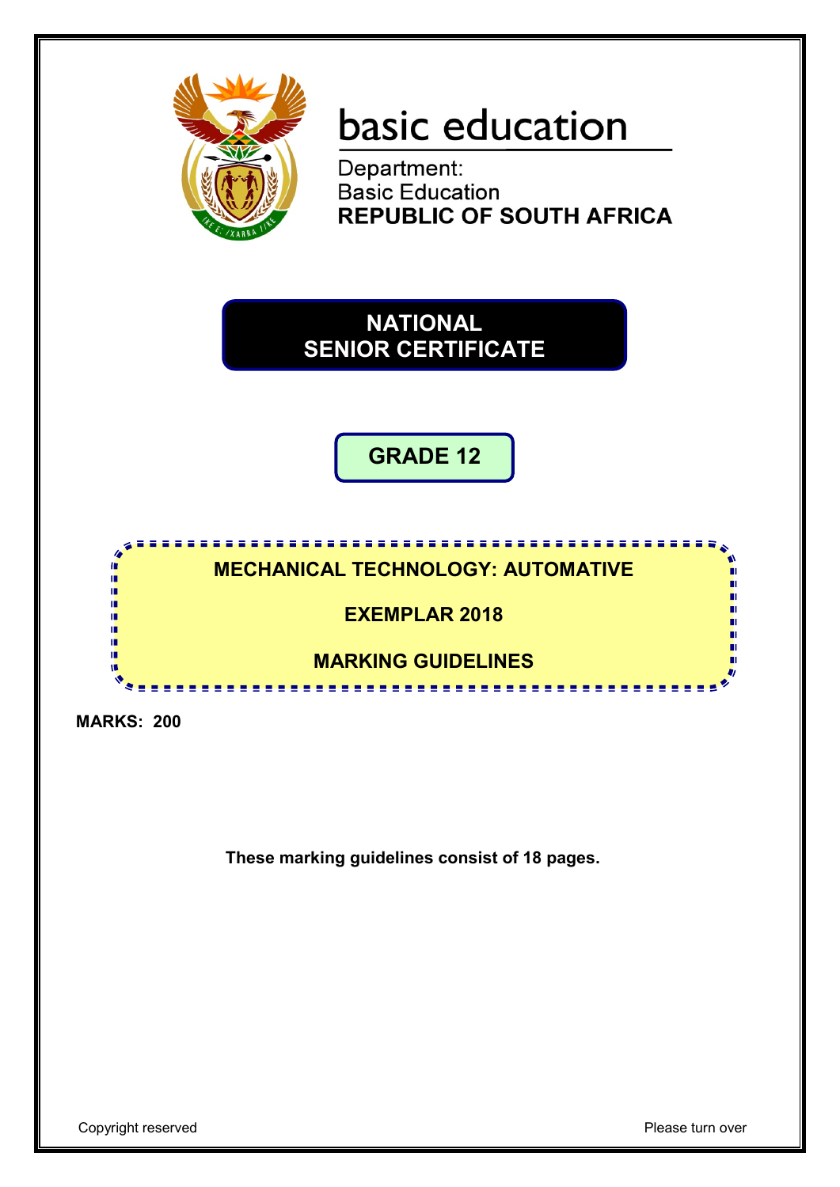basic education

Department:
Basic Education
**REPUBLIC OF SOUTH AFRICA**

# NATIONAL SENIOR CERTIFICATE

## GRADE 12

**MECHANICAL TECHNOLOGY: AUTOMATIVE**

**EXEMPLAR 2018**

**MARKING GUIDELINES**

**MARKS: 200**

**These marking guidelines consist of 18 pages.**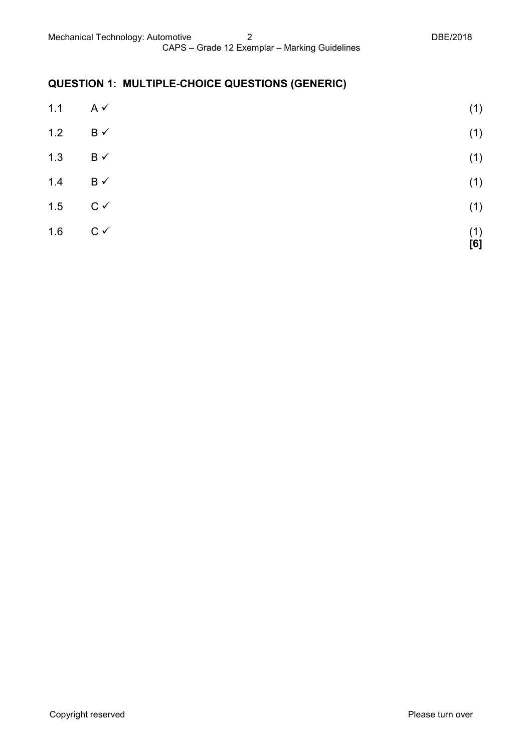## QUESTION 1: MULTIPLE-CHOICE QUESTIONS (GENERIC)

| | | |
|---|---|---|
| 1.1 | A ✓ | (1) |
| 1.2 | B ✓ | (1) |
| 1.3 | B ✓ | (1) |
| 1.4 | B ✓ | (1) |
| 1.5 | C ✓ | (1) |
| 1.6 | C ✓ | (1) |
| | | **[6]** |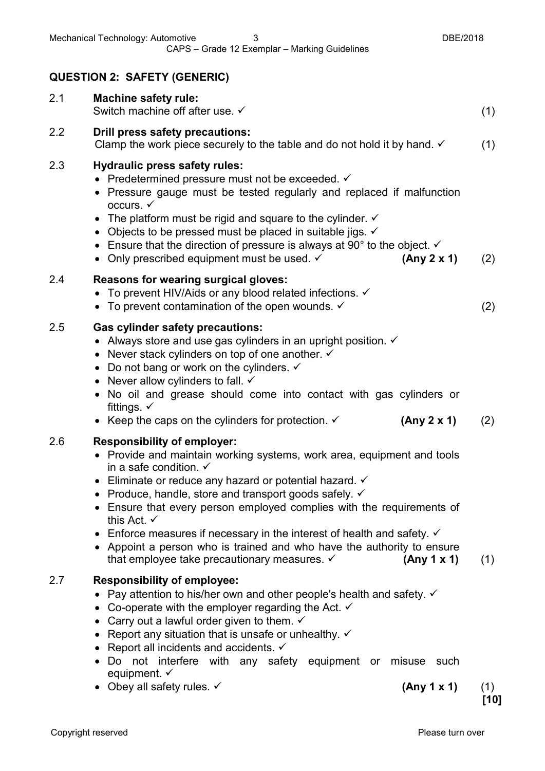## QUESTION 2: SAFETY (GENERIC)

**2.1 Machine safety rule:**

Switch machine off after use. ✓ (1)

**2.2 Drill press safety precautions:**

Clamp the work piece securely to the table and do not hold it by hand. ✓ (1)

**2.3 Hydraulic press safety rules:**

- Predetermined pressure must not be exceeded. ✓
- Pressure gauge must be tested regularly and replaced if malfunction occurs. ✓
- The platform must be rigid and square to the cylinder. ✓
- Objects to be pressed must be placed in suitable jigs. ✓
- Ensure that the direction of pressure is always at 90° to the object. ✓
- Only prescribed equipment must be used. ✓ **(Any 2 x 1)** (2)

**2.4 Reasons for wearing surgical gloves:**

- To prevent HIV/Aids or any blood related infections. ✓
- To prevent contamination of the open wounds. ✓ (2)

**2.5 Gas cylinder safety precautions:**

- Always store and use gas cylinders in an upright position. ✓
- Never stack cylinders on top of one another. ✓
- Do not bang or work on the cylinders. ✓
- Never allow cylinders to fall. ✓
- No oil and grease should come into contact with gas cylinders or fittings. ✓
- Keep the caps on the cylinders for protection. ✓ **(Any 2 x 1)** (2)

**2.6 Responsibility of employer:**

- Provide and maintain working systems, work area, equipment and tools in a safe condition. ✓
- Eliminate or reduce any hazard or potential hazard. ✓
- Produce, handle, store and transport goods safely. ✓
- Ensure that every person employed complies with the requirements of this Act. ✓
- Enforce measures if necessary in the interest of health and safety. ✓
- Appoint a person who is trained and who have the authority to ensure that employee take precautionary measures. ✓ **(Any 1 x 1)** (1)

**2.7 Responsibility of employee:**

- Pay attention to his/her own and other people's health and safety. ✓
- Co-operate with the employer regarding the Act. ✓
- Carry out a lawful order given to them. ✓
- Report any situation that is unsafe or unhealthy. ✓
- Report all incidents and accidents. ✓
- Do not interfere with any safety equipment or misuse such equipment. ✓
- Obey all safety rules. ✓ **(Any 1 x 1)** (1)

**[10]**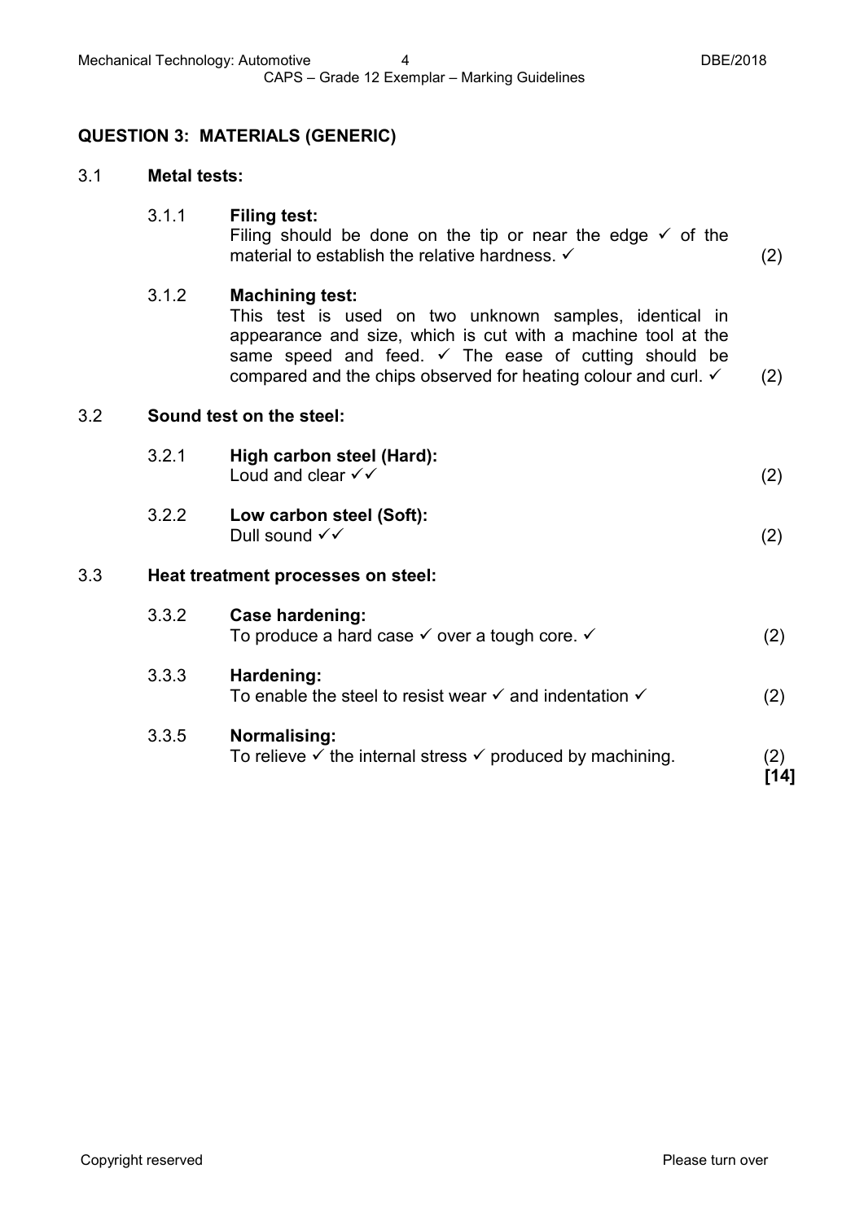## QUESTION 3: MATERIALS (GENERIC)

### 3.1 Metal tests:

**3.1.1 Filing test:**

Filing should be done on the tip or near the edge ✓ of the material to establish the relative hardness. ✓ (2)

**3.1.2 Machining test:**

This test is used on two unknown samples, identical in appearance and size, which is cut with a machine tool at the same speed and feed. ✓ The ease of cutting should be compared and the chips observed for heating colour and curl. ✓ (2)

### 3.2 Sound test on the steel:

**3.2.1 High carbon steel (Hard):**

Loud and clear ✓✓ (2)

**3.2.2 Low carbon steel (Soft):**

Dull sound ✓✓ (2)

### 3.3 Heat treatment processes on steel:

**3.3.2 Case hardening:**

To produce a hard case ✓ over a tough core. ✓ (2)

**3.3.3 Hardening:**

To enable the steel to resist wear ✓ and indentation ✓ (2)

**3.3.5 Normalising:**

To relieve ✓ the internal stress ✓ produced by machining. (2)

**[14]**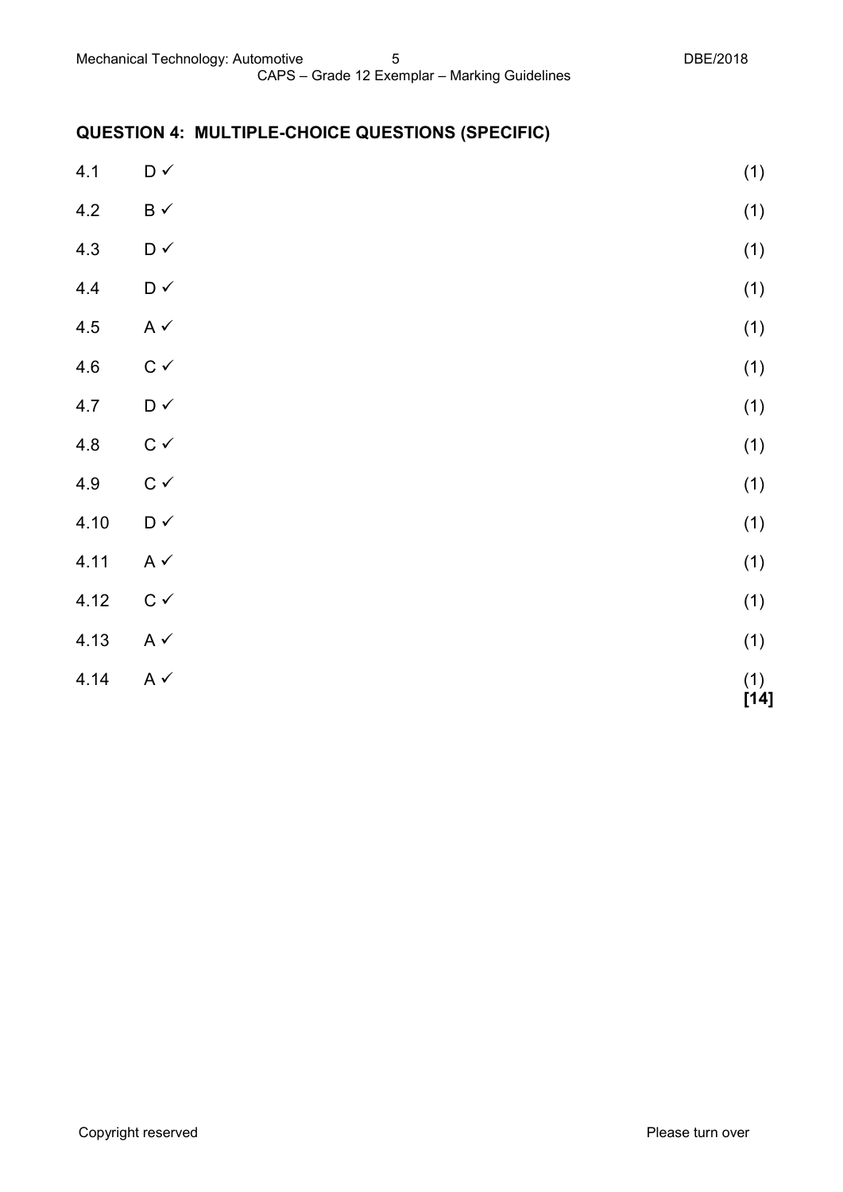## QUESTION 4: MULTIPLE-CHOICE QUESTIONS (SPECIFIC)

| | | |
|---|---|---|
| 4.1 | D ✓ | (1) |
| 4.2 | B ✓ | (1) |
| 4.3 | D ✓ | (1) |
| 4.4 | D ✓ | (1) |
| 4.5 | A ✓ | (1) |
| 4.6 | C ✓ | (1) |
| 4.7 | D ✓ | (1) |
| 4.8 | C ✓ | (1) |
| 4.9 | C ✓ | (1) |
| 4.10 | D ✓ | (1) |
| 4.11 | A ✓ | (1) |
| 4.12 | C ✓ | (1) |
| 4.13 | A ✓ | (1) |
| 4.14 | A ✓ | (1) **[14]** |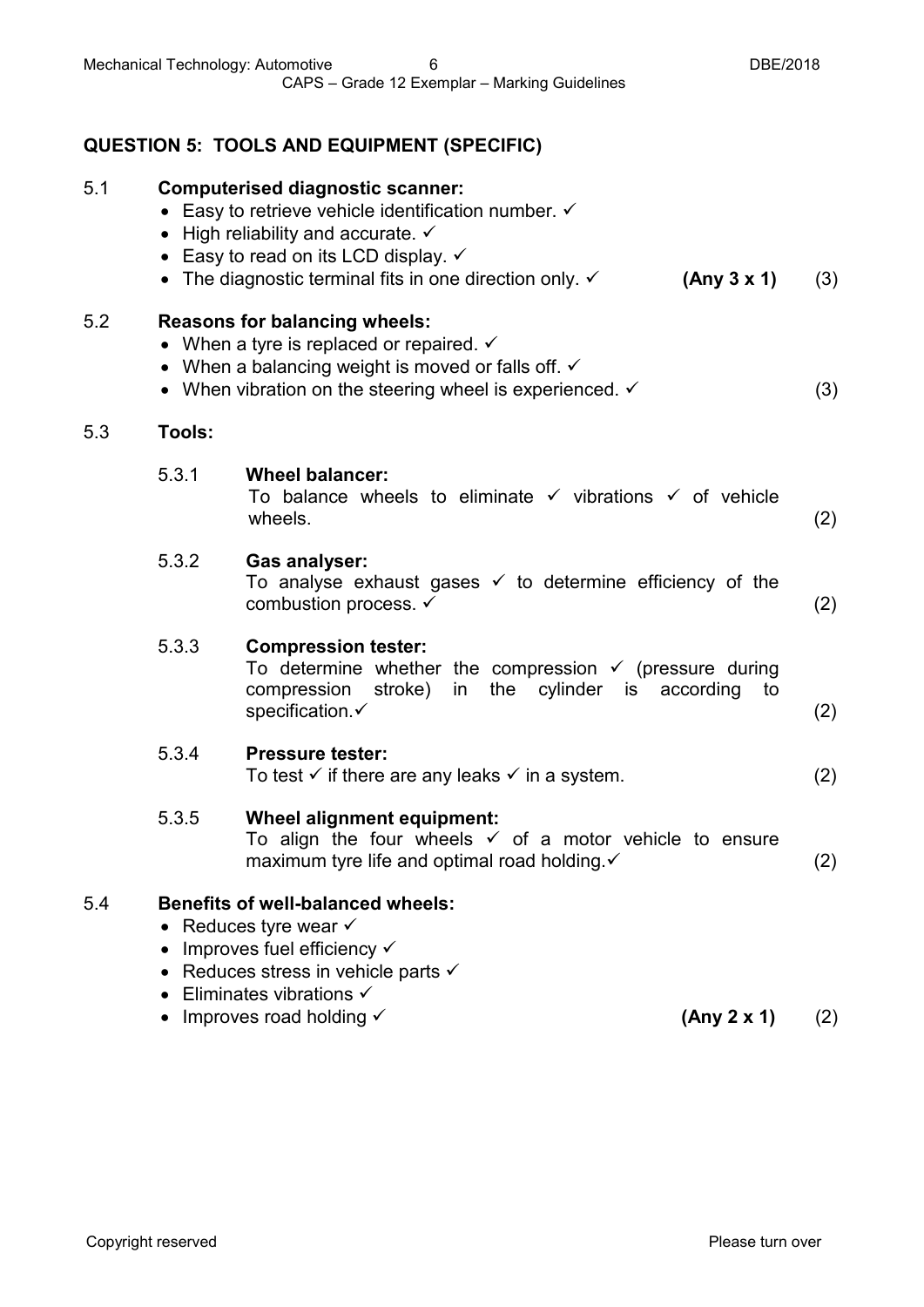## QUESTION 5: TOOLS AND EQUIPMENT (SPECIFIC)

5.1 **Computerised diagnostic scanner:**

- Easy to retrieve vehicle identification number. ✓
- High reliability and accurate. ✓
- Easy to read on its LCD display. ✓
- The diagnostic terminal fits in one direction only. ✓ **(Any 3 x 1)** (3)

5.2 **Reasons for balancing wheels:**

- When a tyre is replaced or repaired. ✓
- When a balancing weight is moved or falls off. ✓
- When vibration on the steering wheel is experienced. ✓ (3)

5.3 **Tools:**

5.3.1 **Wheel balancer:**
To balance wheels to eliminate ✓ vibrations ✓ of vehicle wheels. (2)

5.3.2 **Gas analyser:**
To analyse exhaust gases ✓ to determine efficiency of the combustion process. ✓ (2)

5.3.3 **Compression tester:**
To determine whether the compression ✓ (pressure during compression stroke) in the cylinder is according to specification.✓ (2)

5.3.4 **Pressure tester:**
To test ✓ if there are any leaks ✓ in a system. (2)

5.3.5 **Wheel alignment equipment:**
To align the four wheels ✓ of a motor vehicle to ensure maximum tyre life and optimal road holding.✓ (2)

5.4 **Benefits of well-balanced wheels:**

- Reduces tyre wear ✓
- Improves fuel efficiency ✓
- Reduces stress in vehicle parts ✓
- Eliminates vibrations ✓
- Improves road holding ✓ **(Any 2 x 1)** (2)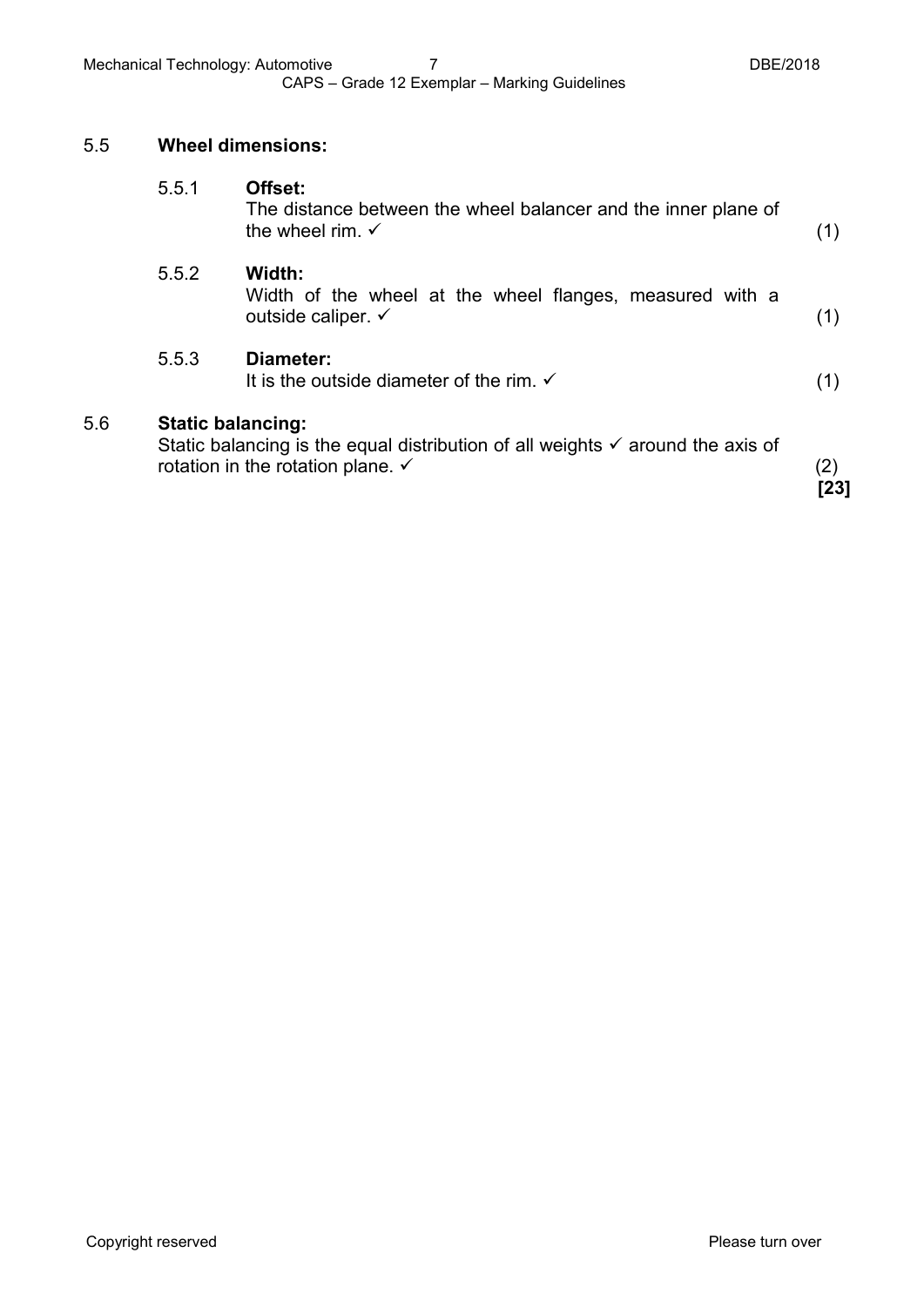## 5.5 Wheel dimensions:

**5.5.1 Offset:**
The distance between the wheel balancer and the inner plane of the wheel rim. ✓ (1)

**5.5.2 Width:**
Width of the wheel at the wheel flanges, measured with a outside caliper. ✓ (1)

**5.5.3 Diameter:**
It is the outside diameter of the rim. ✓ (1)

## 5.6 Static balancing:

Static balancing is the equal distribution of all weights ✓ around the axis of rotation in the rotation plane. ✓ (2)

**[23]**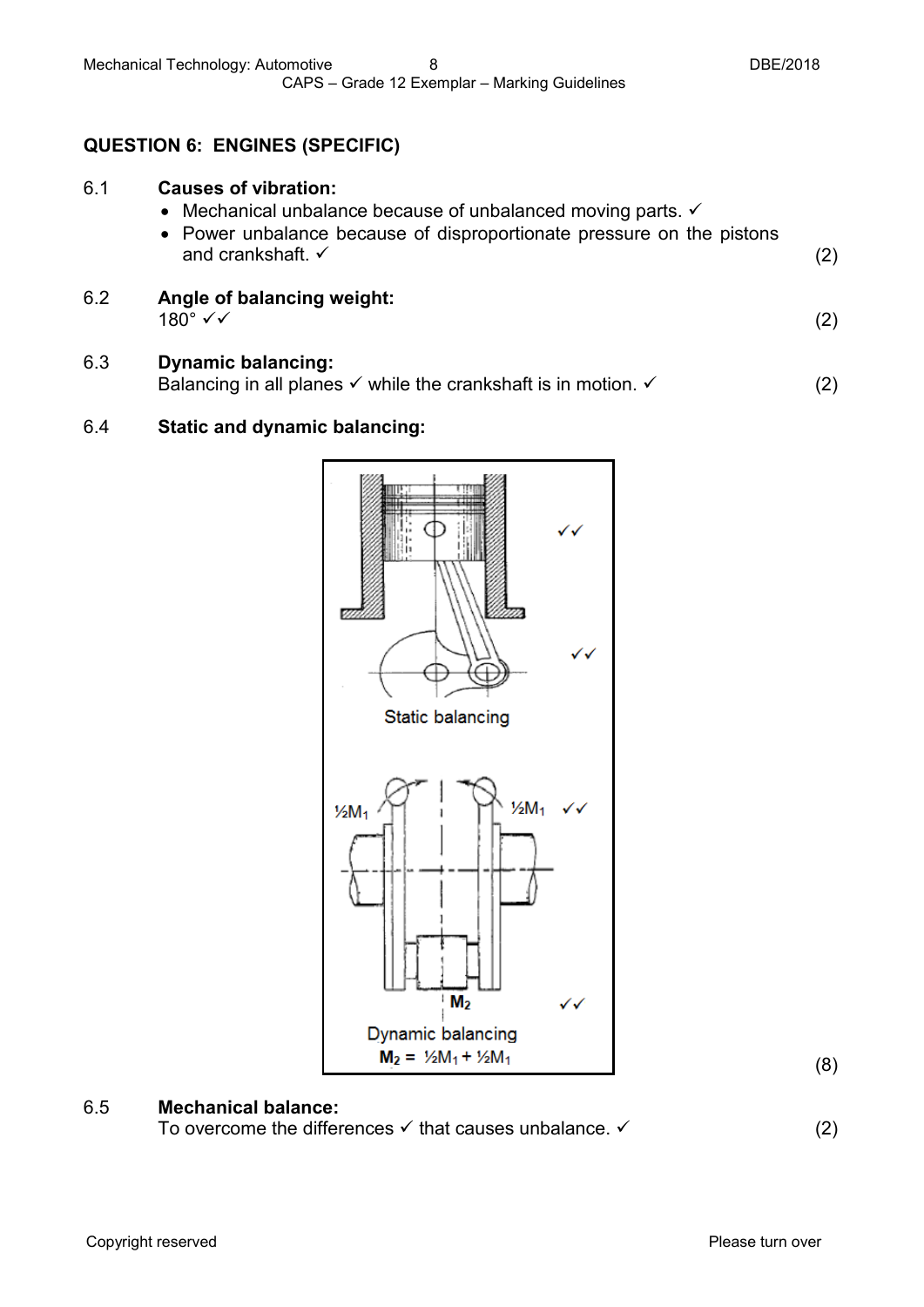## QUESTION 6: ENGINES (SPECIFIC)

**6.1 Causes of vibration:**

- Mechanical unbalance because of unbalanced moving parts. ✓
- Power unbalance because of disproportionate pressure on the pistons and crankshaft. ✓ (2)

**6.2 Angle of balancing weight:**

180° ✓✓ (2)

**6.3 Dynamic balancing:**

Balancing in all planes ✓ while the crankshaft is in motion. ✓ (2)

**6.4 Static and dynamic balancing:**

✓✓

✓✓

Static balancing

½$M_1$ ½$M_1$ ✓✓

$M_2$ ✓✓

Dynamic balancing

$M_2$ = ½$M_1$ + ½$M_1$

(8)

**6.5 Mechanical balance:**

To overcome the differences ✓ that causes unbalance. ✓ (2)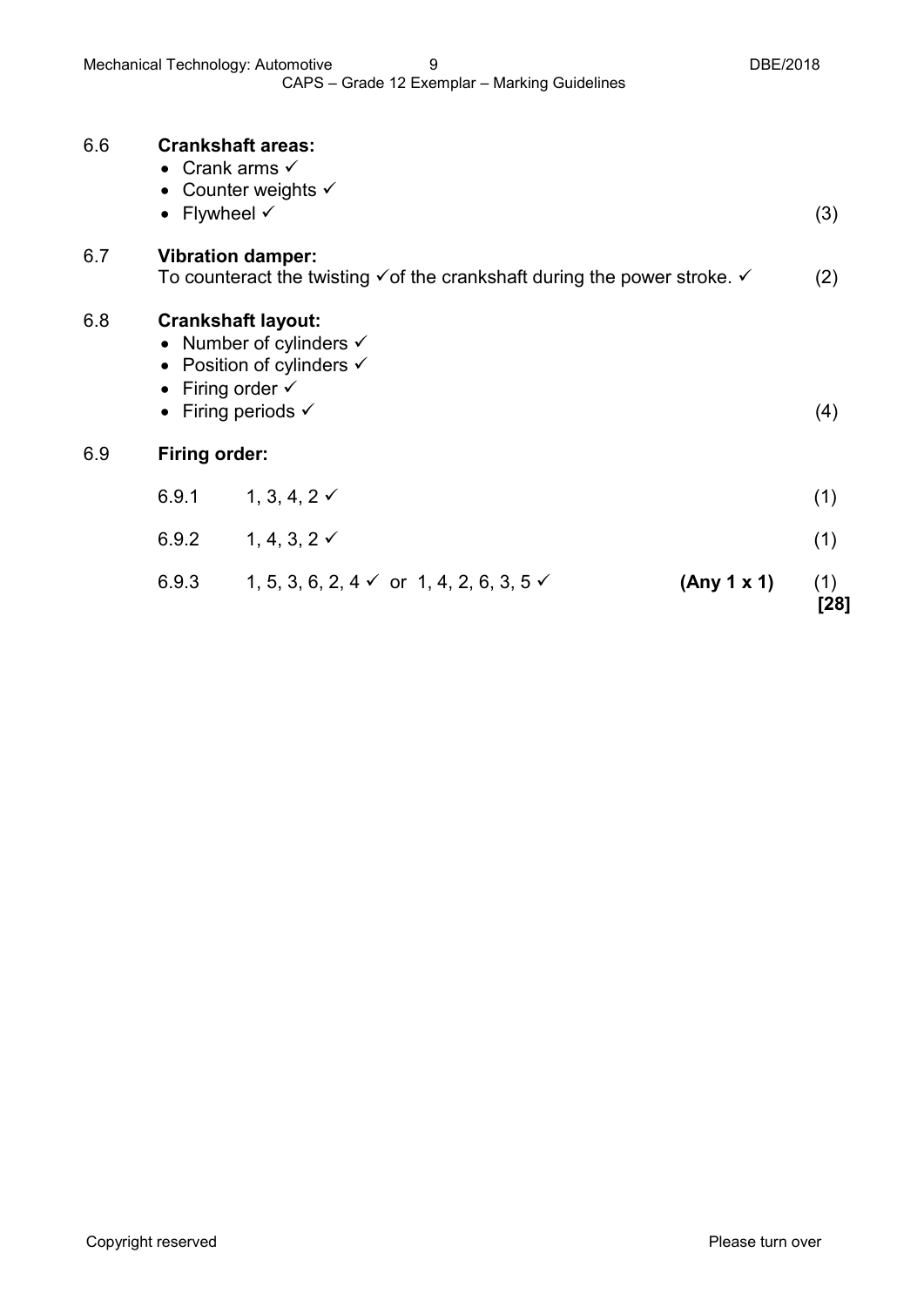6.6 **Crankshaft areas:**

- Crank arms ✓
- Counter weights ✓
- Flywheel ✓ (3)

6.7 **Vibration damper:**

To counteract the twisting ✓of the crankshaft during the power stroke. ✓ (2)

6.8 **Crankshaft layout:**

- Number of cylinders ✓
- Position of cylinders ✓
- Firing order ✓
- Firing periods ✓ (4)

6.9 **Firing order:**

6.9.1 1, 3, 4, 2 ✓ (1)

6.9.2 1, 4, 3, 2 ✓ (1)

6.9.3 1, 5, 3, 6, 2, 4 ✓ or 1, 4, 2, 6, 3, 5 ✓ **(Any 1 x 1)** (1)

**[28]**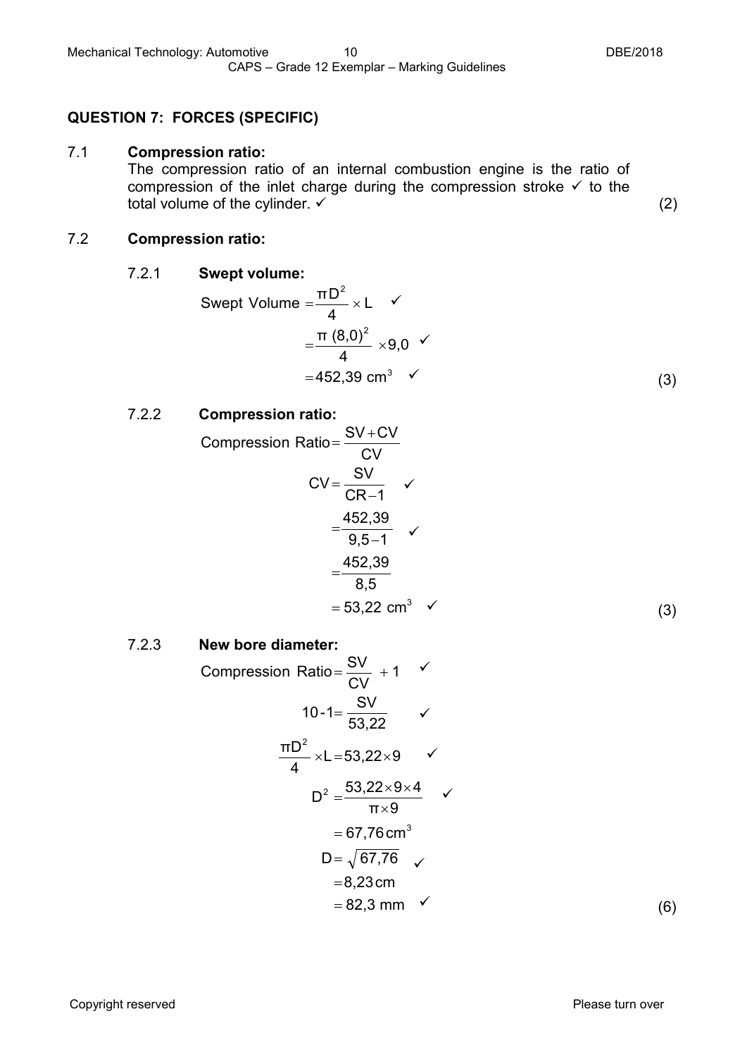## QUESTION 7: FORCES (SPECIFIC)

7.1 **Compression ratio:**

The compression ratio of an internal combustion engine is the ratio of compression of the inlet charge during the compression stroke ✓ to the total volume of the cylinder. ✓ (2)

7.2 **Compression ratio:**

7.2.1 **Swept volume:**

$$\text{Swept Volume} = \frac{\pi D^2}{4} \times L \quad ✓$$

$$= \frac{\pi\,(8{,}0)^2}{4} \times 9{,}0 \quad ✓$$

$$= 452{,}39 \text{ cm}^3 \quad ✓$$

(3)

7.2.2 **Compression ratio:**

$$\text{Compression Ratio} = \frac{SV + CV}{CV}$$

$$CV = \frac{SV}{CR - 1} \quad ✓$$

$$= \frac{452{,}39}{9{,}5 - 1} \quad ✓$$

$$= \frac{452{,}39}{8{,}5}$$

$$= 53{,}22 \text{ cm}^3 \quad ✓$$

(3)

7.2.3 **New bore diameter:**

$$\text{Compression Ratio} = \frac{SV}{CV} + 1 \quad ✓$$

$$10 - 1 = \frac{SV}{53{,}22} \quad ✓$$

$$\frac{\pi D^2}{4} \times L = 53{,}22 \times 9 \quad ✓$$

$$D^2 = \frac{53{,}22 \times 9 \times 4}{\pi \times 9} \quad ✓$$

$$= 67{,}76 \text{ cm}^3$$

$$D = \sqrt{67{,}76} \quad ✓$$

$$= 8{,}23 \text{ cm}$$

$$= 82{,}3 \text{ mm} \quad ✓$$

(6)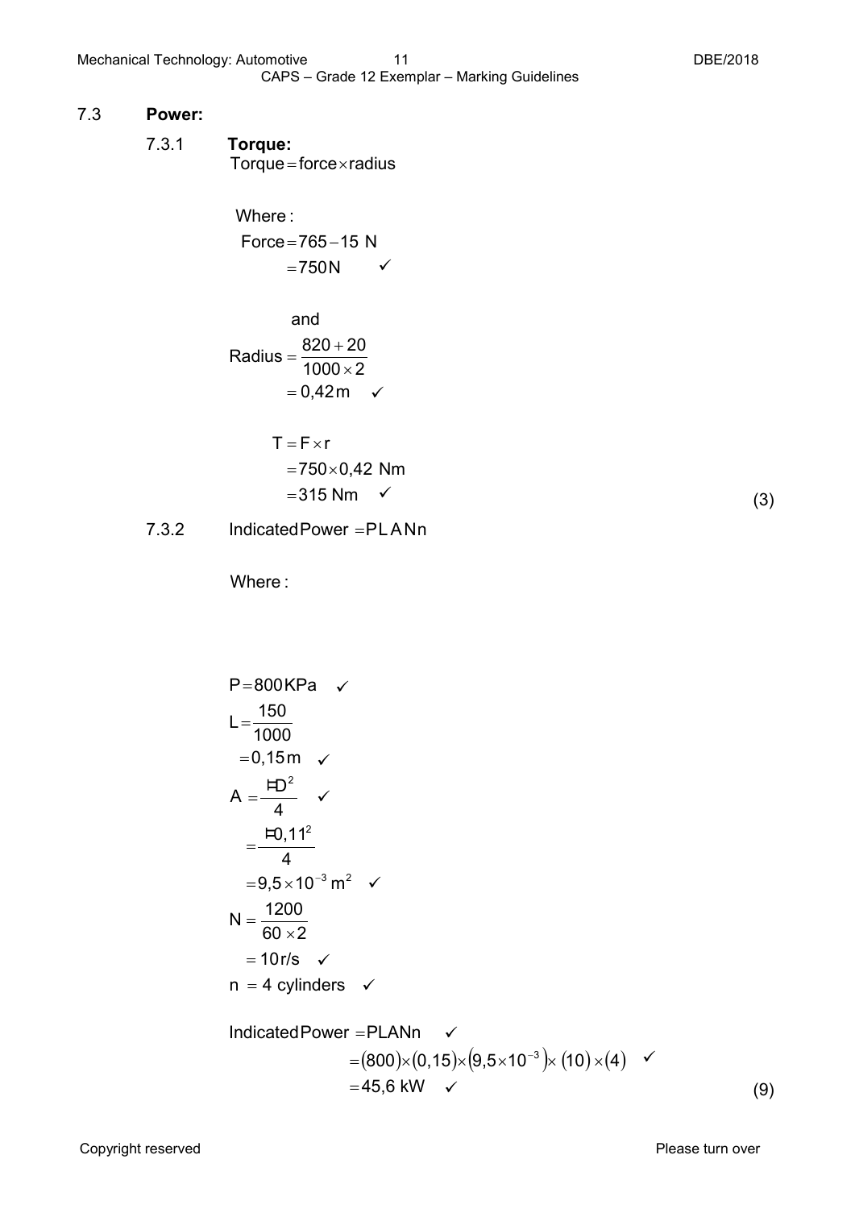## 7.3 **Power:**

### 7.3.1 **Torque:**

$$\text{Torque} = \text{force} \times \text{radius}$$

Where :

$$\text{Force} = 765 - 15 \text{ N}$$
$$= 750\text{N} \quad ✓$$

and

$$\text{Radius} = \frac{820 + 20}{1000 \times 2}$$
$$= 0{,}42\text{m} \quad ✓$$

$$T = F \times r$$
$$= 750 \times 0{,}42 \text{ Nm}$$
$$= 315 \text{ Nm} \quad ✓$$

(3)

### 7.3.2

$$\text{Indicated Power} = PLANn$$

Where :

$$P = 800\text{KPa} \quad ✓$$

$$L = \frac{150}{1000}$$
$$= 0{,}15\text{m} \quad ✓$$

$$A = \frac{\pi D^2}{4} \quad ✓$$
$$= \frac{\pi 0{,}11^2}{4}$$
$$= 9{,}5 \times 10^{-3}\text{ m}^2 \quad ✓$$

$$N = \frac{1200}{60 \times 2}$$
$$= 10\text{r/s} \quad ✓$$

$$n = 4 \text{ cylinders} \quad ✓$$

$$\text{Indicated Power} = PLANn \quad ✓$$
$$= (800) \times (0{,}15) \times (9{,}5 \times 10^{-3}) \times (10) \times (4) \quad ✓$$
$$= 45{,}6 \text{ kW} \quad ✓$$

(9)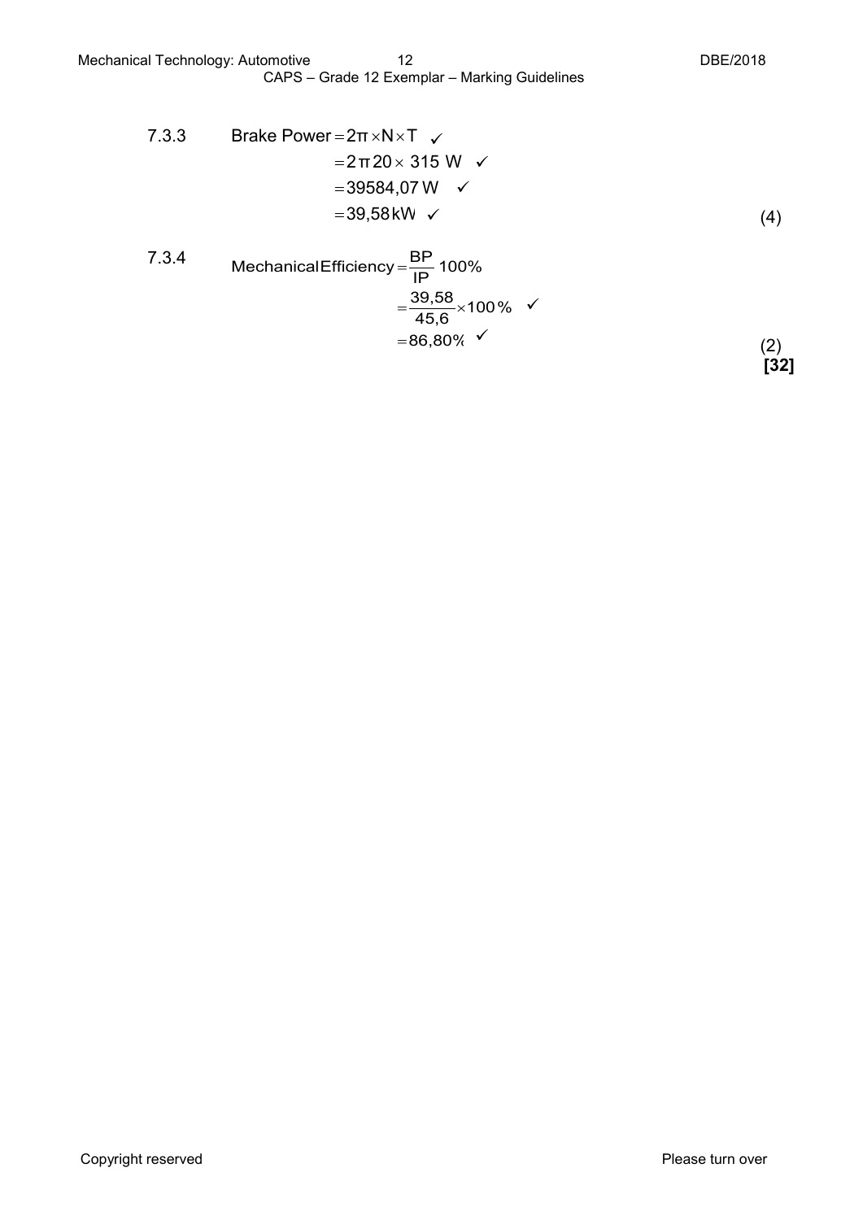7.3.3

$$\text{Brake Power} = 2\pi \times N \times T \checkmark$$
$$= 2\pi\, 20 \times 315 \text{ W} \checkmark$$
$$= 39584{,}07 \text{ W} \checkmark$$
$$= 39{,}58 \text{ kW} \checkmark$$

(4)

7.3.4

$$\text{Mechanical Efficiency} = \frac{BP}{IP}\, 100\%$$
$$= \frac{39{,}58}{45{,}6} \times 100\% \checkmark$$
$$= 86{,}80\% \checkmark$$

(2)

**[32]**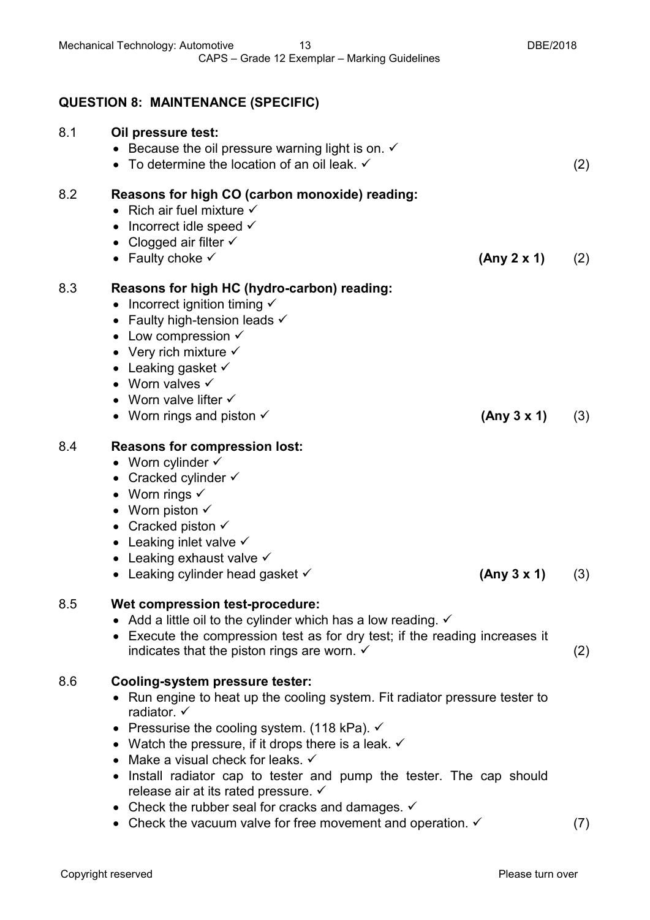## QUESTION 8: MAINTENANCE (SPECIFIC)

8.1 **Oil pressure test:**

- Because the oil pressure warning light is on. ✓
- To determine the location of an oil leak. ✓

(2)

8.2 **Reasons for high CO (carbon monoxide) reading:**

- Rich air fuel mixture ✓
- Incorrect idle speed ✓
- Clogged air filter ✓
- Faulty choke ✓

**(Any 2 x 1)** (2)

8.3 **Reasons for high HC (hydro-carbon) reading:**

- Incorrect ignition timing ✓
- Faulty high-tension leads ✓
- Low compression ✓
- Very rich mixture ✓
- Leaking gasket ✓
- Worn valves ✓
- Worn valve lifter ✓
- Worn rings and piston ✓

**(Any 3 x 1)** (3)

8.4 **Reasons for compression lost:**

- Worn cylinder ✓
- Cracked cylinder ✓
- Worn rings ✓
- Worn piston ✓
- Cracked piston ✓
- Leaking inlet valve ✓
- Leaking exhaust valve ✓
- Leaking cylinder head gasket ✓

**(Any 3 x 1)** (3)

8.5 **Wet compression test-procedure:**

- Add a little oil to the cylinder which has a low reading. ✓
- Execute the compression test as for dry test; if the reading increases it indicates that the piston rings are worn. ✓

(2)

8.6 **Cooling-system pressure tester:**

- Run engine to heat up the cooling system. Fit radiator pressure tester to radiator. ✓
- Pressurise the cooling system. (118 kPa). ✓
- Watch the pressure, if it drops there is a leak. ✓
- Make a visual check for leaks. ✓
- Install radiator cap to tester and pump the tester. The cap should release air at its rated pressure. ✓
- Check the rubber seal for cracks and damages. ✓
- Check the vacuum valve for free movement and operation. ✓

(7)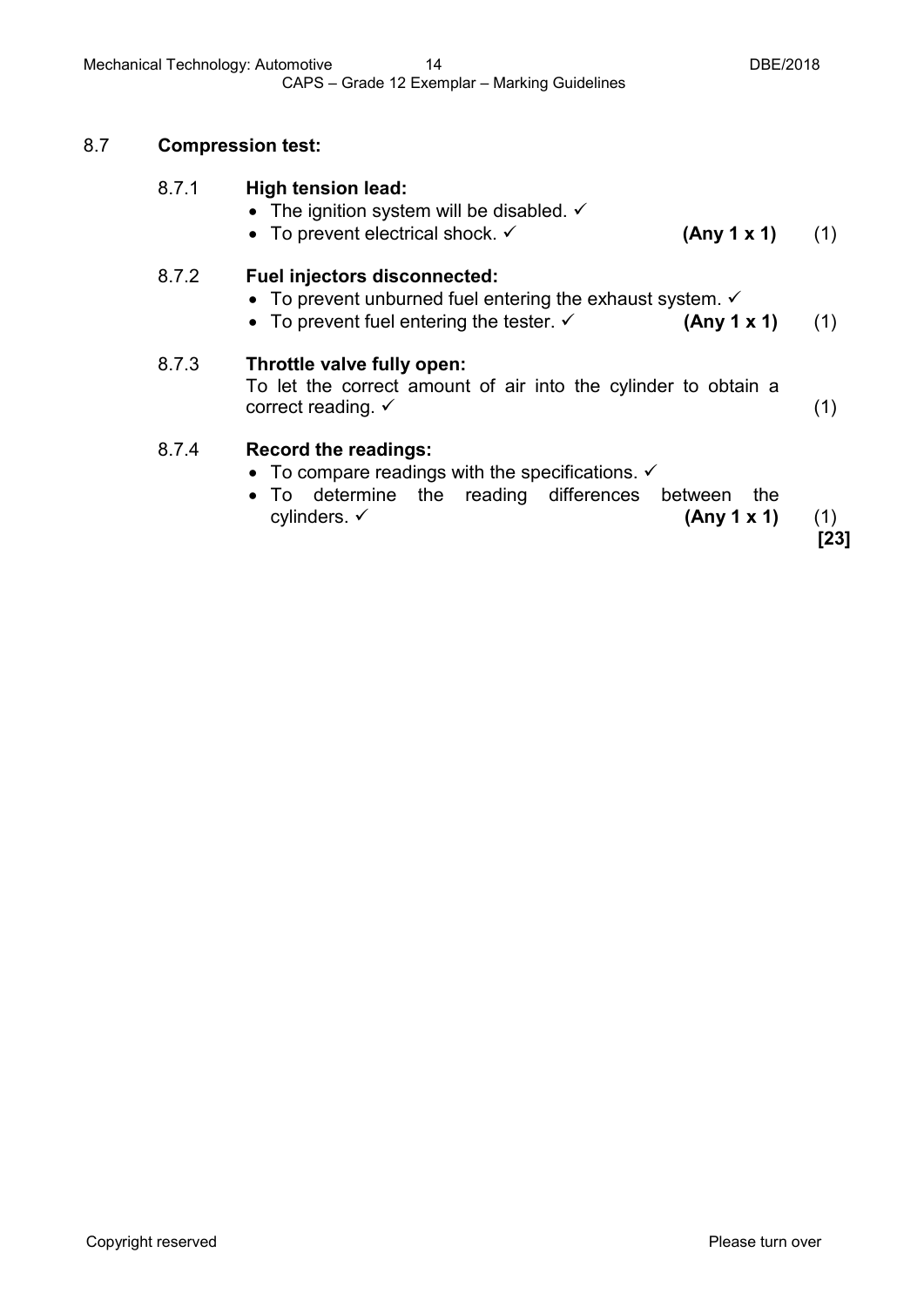## 8.7 **Compression test:**

**8.7.1 High tension lead:**

- The ignition system will be disabled. ✓
- To prevent electrical shock. ✓ **(Any 1 x 1)** (1)

**8.7.2 Fuel injectors disconnected:**

- To prevent unburned fuel entering the exhaust system. ✓
- To prevent fuel entering the tester. ✓ **(Any 1 x 1)** (1)

**8.7.3 Throttle valve fully open:**

To let the correct amount of air into the cylinder to obtain a correct reading. ✓ (1)

**8.7.4 Record the readings:**

- To compare readings with the specifications. ✓
- To determine the reading differences between the cylinders. ✓ **(Any 1 x 1)** (1)

**[23]**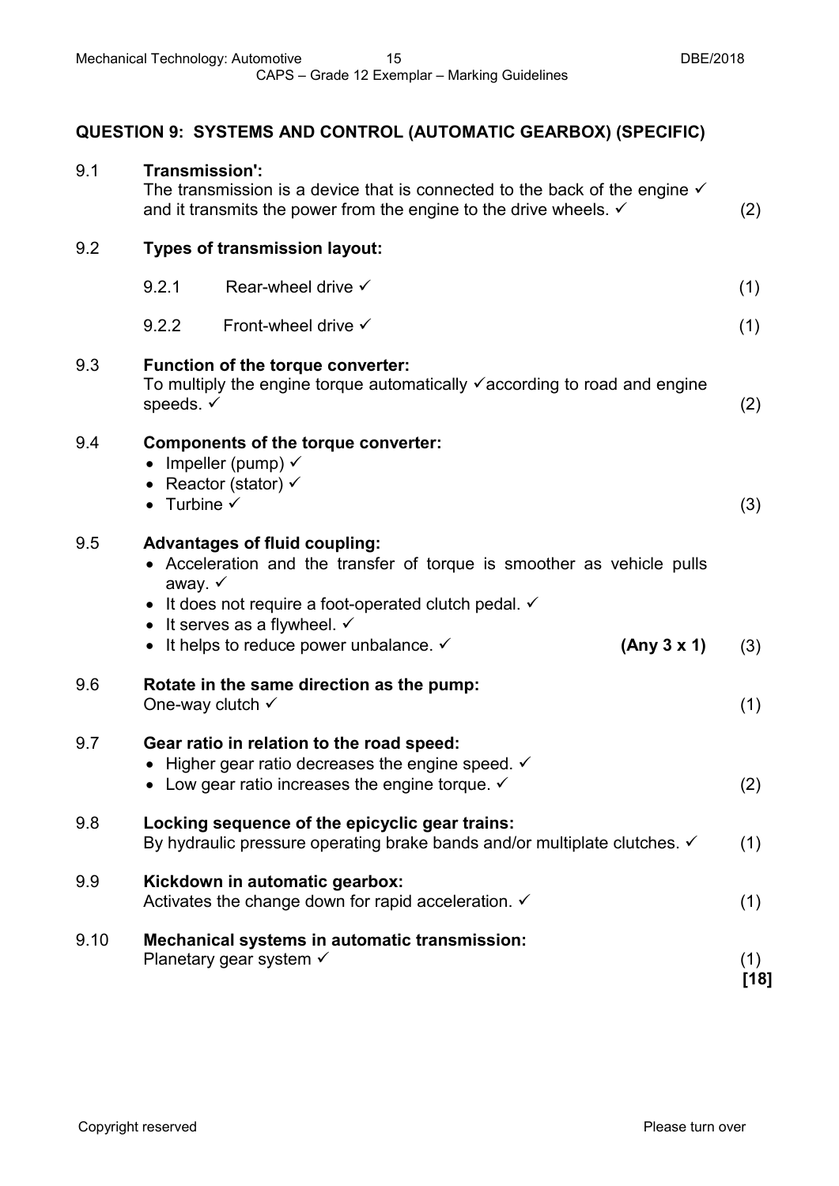## QUESTION 9: SYSTEMS AND CONTROL (AUTOMATIC GEARBOX) (SPECIFIC)

**9.1 Transmission':**
The transmission is a device that is connected to the back of the engine ✓ and it transmits the power from the engine to the drive wheels. ✓ (2)

**9.2 Types of transmission layout:**

9.2.1 Rear-wheel drive ✓ (1)

9.2.2 Front-wheel drive ✓ (1)

**9.3 Function of the torque converter:**
To multiply the engine torque automatically ✓according to road and engine speeds. ✓ (2)

**9.4 Components of the torque converter:**
- Impeller (pump) ✓
- Reactor (stator) ✓
- Turbine ✓ (3)

**9.5 Advantages of fluid coupling:**
- Acceleration and the transfer of torque is smoother as vehicle pulls away. ✓
- It does not require a foot-operated clutch pedal. ✓
- It serves as a flywheel. ✓
- It helps to reduce power unbalance. ✓ **(Any 3 x 1)** (3)

**9.6 Rotate in the same direction as the pump:**
One-way clutch ✓ (1)

**9.7 Gear ratio in relation to the road speed:**
- Higher gear ratio decreases the engine speed. ✓
- Low gear ratio increases the engine torque. ✓ (2)

**9.8 Locking sequence of the epicyclic gear trains:**
By hydraulic pressure operating brake bands and/or multiplate clutches. ✓ (1)

**9.9 Kickdown in automatic gearbox:**
Activates the change down for rapid acceleration. ✓ (1)

**9.10 Mechanical systems in automatic transmission:**
Planetary gear system ✓ (1)
**[18]**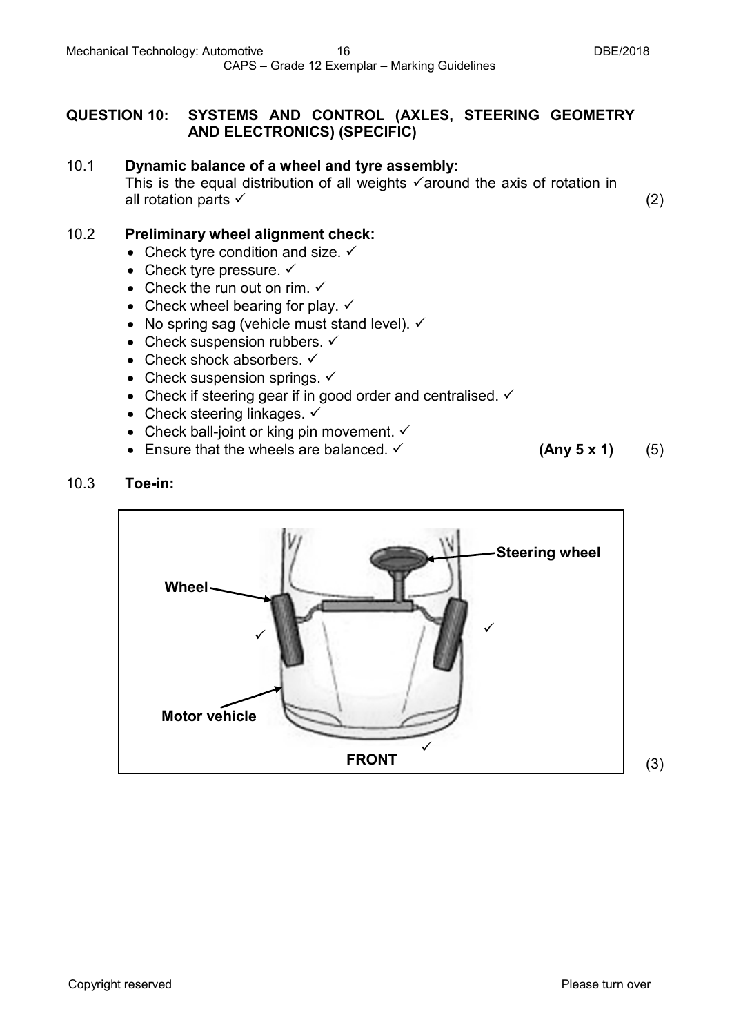## QUESTION 10: SYSTEMS AND CONTROL (AXLES, STEERING GEOMETRY AND ELECTRONICS) (SPECIFIC)

10.1 **Dynamic balance of a wheel and tyre assembly:**
This is the equal distribution of all weights ✓around the axis of rotation in all rotation parts ✓ (2)

10.2 **Preliminary wheel alignment check:**

- Check tyre condition and size. ✓
- Check tyre pressure. ✓
- Check the run out on rim. ✓
- Check wheel bearing for play. ✓
- No spring sag (vehicle must stand level). ✓
- Check suspension rubbers. ✓
- Check shock absorbers. ✓
- Check suspension springs. ✓
- Check if steering gear if in good order and centralised. ✓
- Check steering linkages. ✓
- Check ball-joint or king pin movement. ✓
- Ensure that the wheels are balanced. ✓ **(Any 5 x 1)** (5)

10.3 **Toe-in:**

Steering wheel

Wheel ✓ ✓

Motor vehicle

✓
FRONT

(3)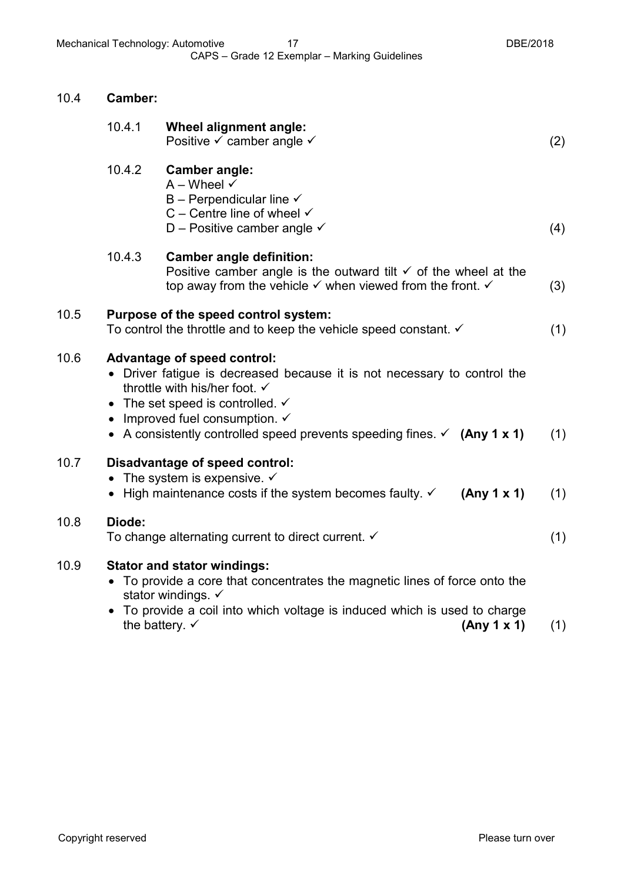10.4 **Camber:**

10.4.1 **Wheel alignment angle:**
Positive ✓ camber angle ✓ (2)

10.4.2 **Camber angle:**
A – Wheel ✓
B – Perpendicular line ✓
C – Centre line of wheel ✓
D – Positive camber angle ✓ (4)

10.4.3 **Camber angle definition:**
Positive camber angle is the outward tilt ✓ of the wheel at the top away from the vehicle ✓ when viewed from the front. ✓ (3)

10.5 **Purpose of the speed control system:**
To control the throttle and to keep the vehicle speed constant. ✓ (1)

10.6 **Advantage of speed control:**

- Driver fatigue is decreased because it is not necessary to control the throttle with his/her foot. ✓
- The set speed is controlled. ✓
- Improved fuel consumption. ✓
- A consistently controlled speed prevents speeding fines. ✓ **(Any 1 x 1)** (1)

10.7 **Disadvantage of speed control:**

- The system is expensive. ✓
- High maintenance costs if the system becomes faulty. ✓ **(Any 1 x 1)** (1)

10.8 **Diode:**
To change alternating current to direct current. ✓ (1)

10.9 **Stator and stator windings:**

- To provide a core that concentrates the magnetic lines of force onto the stator windings. ✓
- To provide a coil into which voltage is induced which is used to charge the battery. ✓ **(Any 1 x 1)** (1)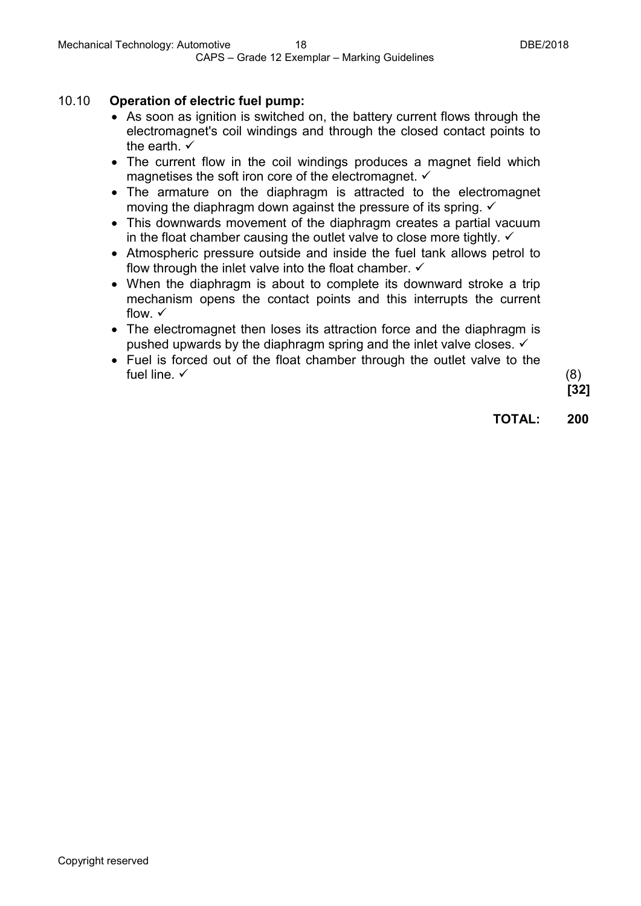10.10 **Operation of electric fuel pump:**

- As soon as ignition is switched on, the battery current flows through the electromagnet's coil windings and through the closed contact points to the earth. ✓
- The current flow in the coil windings produces a magnet field which magnetises the soft iron core of the electromagnet. ✓
- The armature on the diaphragm is attracted to the electromagnet moving the diaphragm down against the pressure of its spring. ✓
- This downwards movement of the diaphragm creates a partial vacuum in the float chamber causing the outlet valve to close more tightly. ✓
- Atmospheric pressure outside and inside the fuel tank allows petrol to flow through the inlet valve into the float chamber. ✓
- When the diaphragm is about to complete its downward stroke a trip mechanism opens the contact points and this interrupts the current flow. ✓
- The electromagnet then loses its attraction force and the diaphragm is pushed upwards by the diaphragm spring and the inlet valve closes. ✓
- Fuel is forced out of the float chamber through the outlet valve to the fuel line. ✓ (8)

**[32]**

**TOTAL: 200**